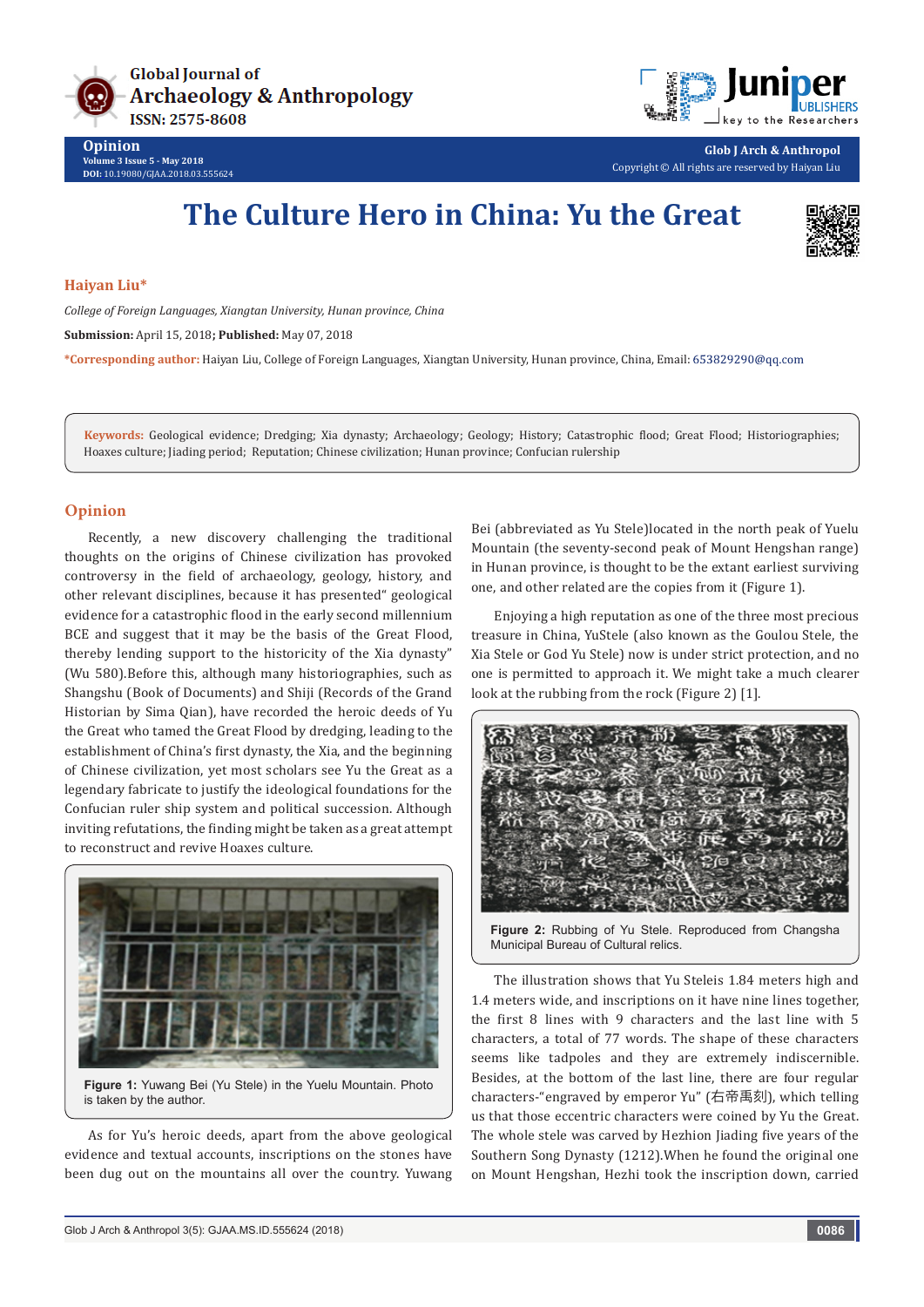# The Culture Hero in China: Yu the Great

**Haiyan Liu***

*College of Foreign Languages, Xiangtan University, Hunan province, China*

**Submission:** April 15, 2018; **Published:** May 07, 2018

***Corresponding author:** Haiyan Liu, College of Foreign Languages, Xiangtan University, Hunan province, China, Email: 653829290@qq.com

**Keywords:** Geological evidence; Dredging; Xia dynasty; Archaeology; Geology; History; Catastrophic flood; Great Flood; Historiographies; Hoaxes culture; Jiading period; Reputation; Chinese civilization; Hunan province; Confucian rulership

## Opinion

Recently, a new discovery challenging the traditional thoughts on the origins of Chinese civilization has provoked controversy in the field of archaeology, geology, history, and other relevant disciplines, because it has presented" geological evidence for a catastrophic flood in the early second millennium BCE and suggest that it may be the basis of the Great Flood, thereby lending support to the historicity of the Xia dynasty" (Wu 580).Before this, although many historiographies, such as Shangshu (Book of Documents) and Shiji (Records of the Grand Historian by Sima Qian), have recorded the heroic deeds of Yu the Great who tamed the Great Flood by dredging, leading to the establishment of China's first dynasty, the Xia, and the beginning of Chinese civilization, yet most scholars see Yu the Great as a legendary fabricate to justify the ideological foundations for the Confucian ruler ship system and political succession. Although inviting refutations, the finding might be taken as a great attempt to reconstruct and revive Hoaxes culture.

**Figure 1:** Yuwang Bei (Yu Stele) in the Yuelu Mountain. Photo is taken by the author.

As for Yu's heroic deeds, apart from the above geological evidence and textual accounts, inscriptions on the stones have been dug out on the mountains all over the country. Yuwang Bei (abbreviated as Yu Stele)located in the north peak of Yuelu Mountain (the seventy-second peak of Mount Hengshan range) in Hunan province, is thought to be the extant earliest surviving one, and other related are the copies from it (Figure 1).

Enjoying a high reputation as one of the three most precious treasure in China, YuStele (also known as the Goulou Stele, the Xia Stele or God Yu Stele) now is under strict protection, and no one is permitted to approach it. We might take a much clearer look at the rubbing from the rock (Figure 2) [1].

**Figure 2:** Rubbing of Yu Stele. Reproduced from Changsha Municipal Bureau of Cultural relics.

The illustration shows that Yu Steleis 1.84 meters high and 1.4 meters wide, and inscriptions on it have nine lines together, the first 8 lines with 9 characters and the last line with 5 characters, a total of 77 words. The shape of these characters seems like tadpoles and they are extremely indiscernible. Besides, at the bottom of the last line, there are four regular characters-"engraved by emperor Yu" (右帝禹刻), which telling us that those eccentric characters were coined by Yu the Great. The whole stele was carved by Hezhion Jiading five years of the Southern Song Dynasty (1212).When he found the original one on Mount Hengshan, Hezhi took the inscription down, carried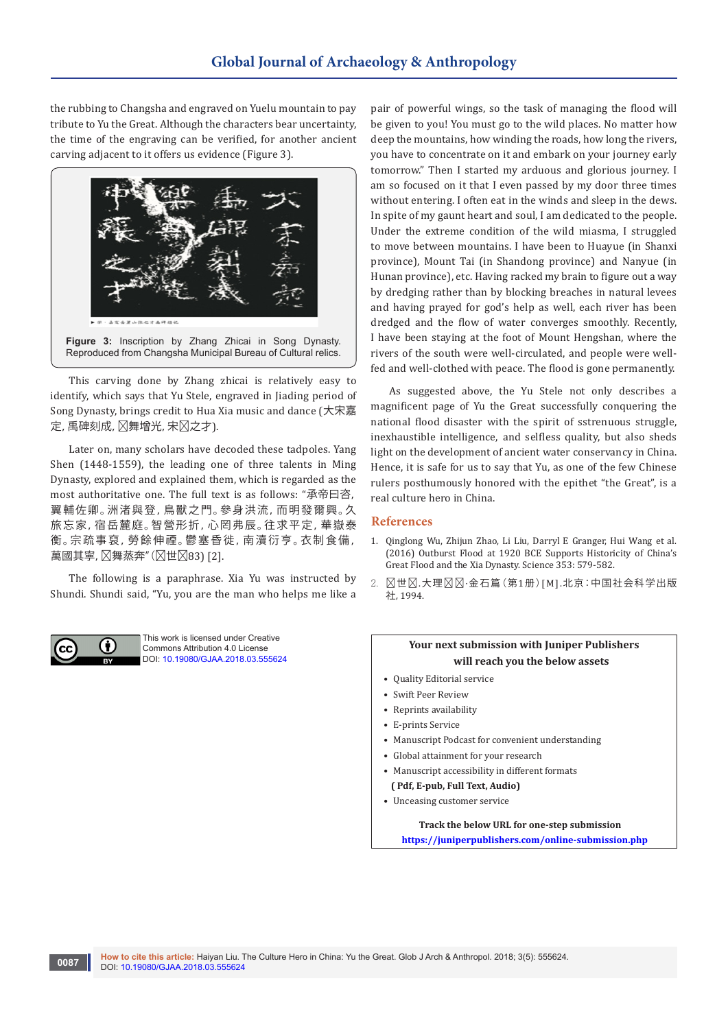the rubbing to Changsha and engraved on Yuelu mountain to pay tribute to Yu the Great. Although the characters bear uncertainty, the time of the engraving can be verified, for another ancient carving adjacent to it offers us evidence (Figure 3).

**Figure 3:** Inscription by Zhang Zhicai in Song Dynasty. Reproduced from Changsha Municipal Bureau of Cultural relics.

This carving done by Zhang zhicai is relatively easy to identify, which says that Yu Stele, engraved in Jiading period of Song Dynasty, brings credit to Hua Xia music and dance (大宋嘉定, 禹碑刻成, ⊠舞增光, 宋⊠之才).

Later on, many scholars have decoded these tadpoles. Yang Shen (1448-1559), the leading one of three talents in Ming Dynasty, explored and explained them, which is regarded as the most authoritative one. The full text is as follows: "承帝曰咨，翼輔佐卿。洲渚與登，鳥獸之門。參身洪流，而明發爾興。久旅忘家，宿岳麓庭。智營形折，心罔弗辰。往求平定，華嶽泰衡。宗疏事裒，勞餘伸禋。鬱塞昏徙，南瀆衍亨。衣制食備，萬國其寧，⊠舞蒸奔" (⊠世⊠83) [2].

The following is a paraphrase. Xia Yu was instructed by Shundi. Shundi said, "Yu, you are the man who helps me like a pair of powerful wings, so the task of managing the flood will be given to you! You must go to the wild places. No matter how deep the mountains, how winding the roads, how long the rivers, you have to concentrate on it and embark on your journey early tomorrow." Then I started my arduous and glorious journey. I am so focused on it that I even passed by my door three times without entering. I often eat in the winds and sleep in the dews. In spite of my gaunt heart and soul, I am dedicated to the people. Under the extreme condition of the wild miasma, I struggled to move between mountains. I have been to Huayue (in Shanxi province), Mount Tai (in Shandong province) and Nanyue (in Hunan province), etc. Having racked my brain to figure out a way by dredging rather than by blocking breaches in natural levees and having prayed for god's help as well, each river has been dredged and the flow of water converges smoothly. Recently, I have been staying at the foot of Mount Hengshan, where the rivers of the south were well-circulated, and people were well-fed and well-clothed with peace. The flood is gone permanently.

As suggested above, the Yu Stele not only describes a magnificent page of Yu the Great successfully conquering the national flood disaster with the spirit of sstrenuous struggle, inexhaustible intelligence, and selfless quality, but also sheds light on the development of ancient water conservancy in China. Hence, it is safe for us to say that Yu, as one of the few Chinese rulers posthumously honored with the epithet "the Great", is a real culture hero in China.

## References

1. Qinglong Wu, Zhijun Zhao, Li Liu, Darryl E Granger, Hui Wang et al. (2016) Outburst Flood at 1920 BCE Supports Historicity of China's Great Flood and the Xia Dynasty. Science 353: 579-582.
2. ⊠世⊠.大理⊠⊠·金石篇（第1册）[M].北京：中国社会科学出版社, 1994.

This work is licensed under Creative Commons Attribution 4.0 License
DOI: 10.19080/GJAA.2018.03.555624

**Your next submission with Juniper Publishers will reach you the below assets**

- Quality Editorial service
- Swift Peer Review
- Reprints availability
- E-prints Service
- Manuscript Podcast for convenient understanding
- Global attainment for your research
- Manuscript accessibility in different formats
  **( Pdf, E-pub, Full Text, Audio)**
- Unceasing customer service

**Track the below URL for one-step submission**
**https://juniperpublishers.com/online-submission.php**